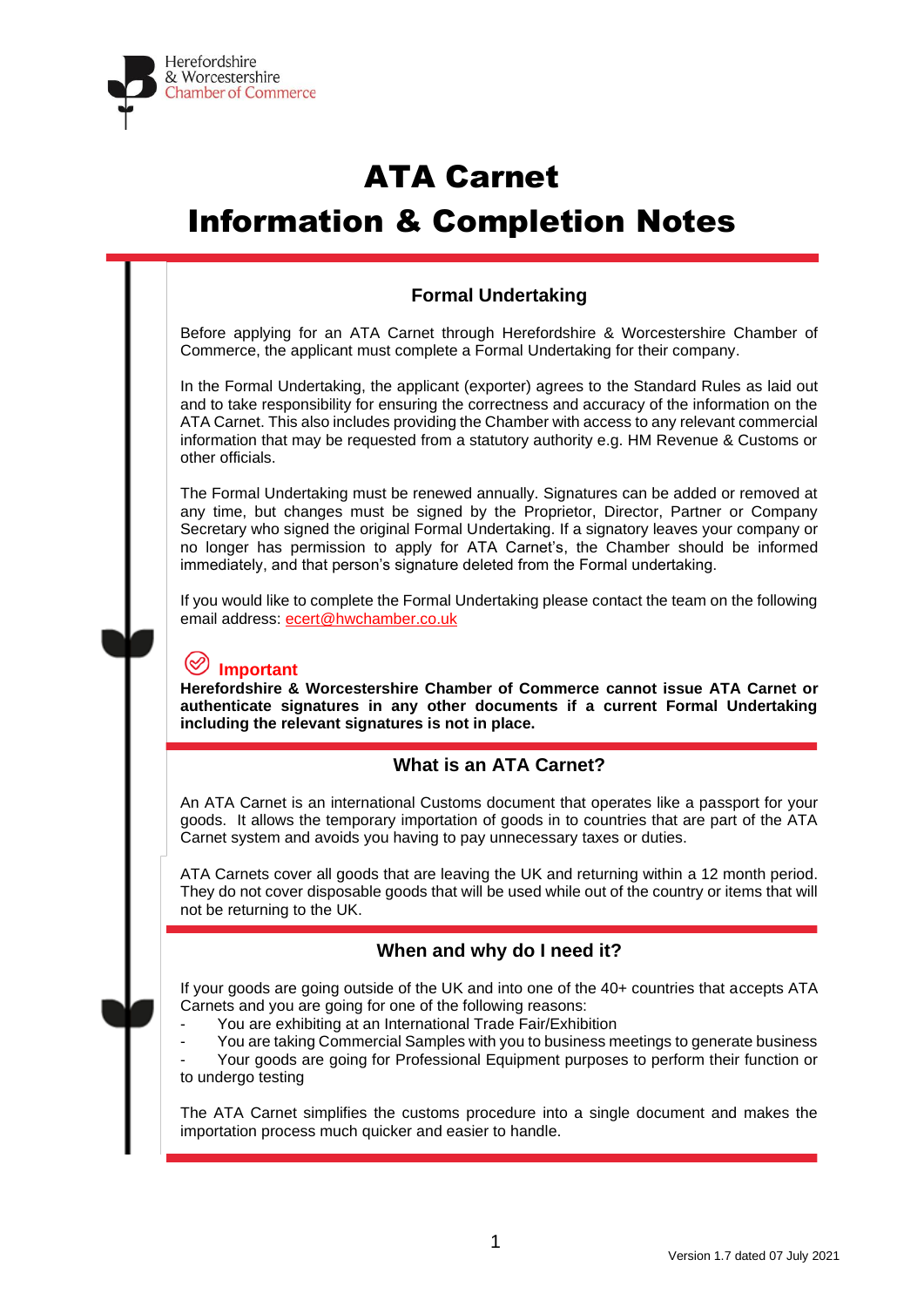Herefordshire & Worcestershire Chamber of Commerce

# ATA Carnet
# Information & Completion Notes

## Formal Undertaking

Before applying for an ATA Carnet through Herefordshire & Worcestershire Chamber of Commerce, the applicant must complete a Formal Undertaking for their company.

In the Formal Undertaking, the applicant (exporter) agrees to the Standard Rules as laid out and to take responsibility for ensuring the correctness and accuracy of the information on the ATA Carnet. This also includes providing the Chamber with access to any relevant commercial information that may be requested from a statutory authority e.g. HM Revenue & Customs or other officials.

The Formal Undertaking must be renewed annually. Signatures can be added or removed at any time, but changes must be signed by the Proprietor, Director, Partner or Company Secretary who signed the original Formal Undertaking. If a signatory leaves your company or no longer has permission to apply for ATA Carnet's, the Chamber should be informed immediately, and that person's signature deleted from the Formal undertaking.

If you would like to complete the Formal Undertaking please contact the team on the following email address: ecert@hwchamber.co.uk

**Important**

**Herefordshire & Worcestershire Chamber of Commerce cannot issue ATA Carnet or authenticate signatures in any other documents if a current Formal Undertaking including the relevant signatures is not in place.**

## What is an ATA Carnet?

An ATA Carnet is an international Customs document that operates like a passport for your goods. It allows the temporary importation of goods in to countries that are part of the ATA Carnet system and avoids you having to pay unnecessary taxes or duties.

ATA Carnets cover all goods that are leaving the UK and returning within a 12 month period. They do not cover disposable goods that will be used while out of the country or items that will not be returning to the UK.

## When and why do I need it?

If your goods are going outside of the UK and into one of the 40+ countries that accepts ATA Carnets and you are going for one of the following reasons:

- You are exhibiting at an International Trade Fair/Exhibition
- You are taking Commercial Samples with you to business meetings to generate business
- Your goods are going for Professional Equipment purposes to perform their function or to undergo testing

The ATA Carnet simplifies the customs procedure into a single document and makes the importation process much quicker and easier to handle.

Version 1.7 dated 07 July 2021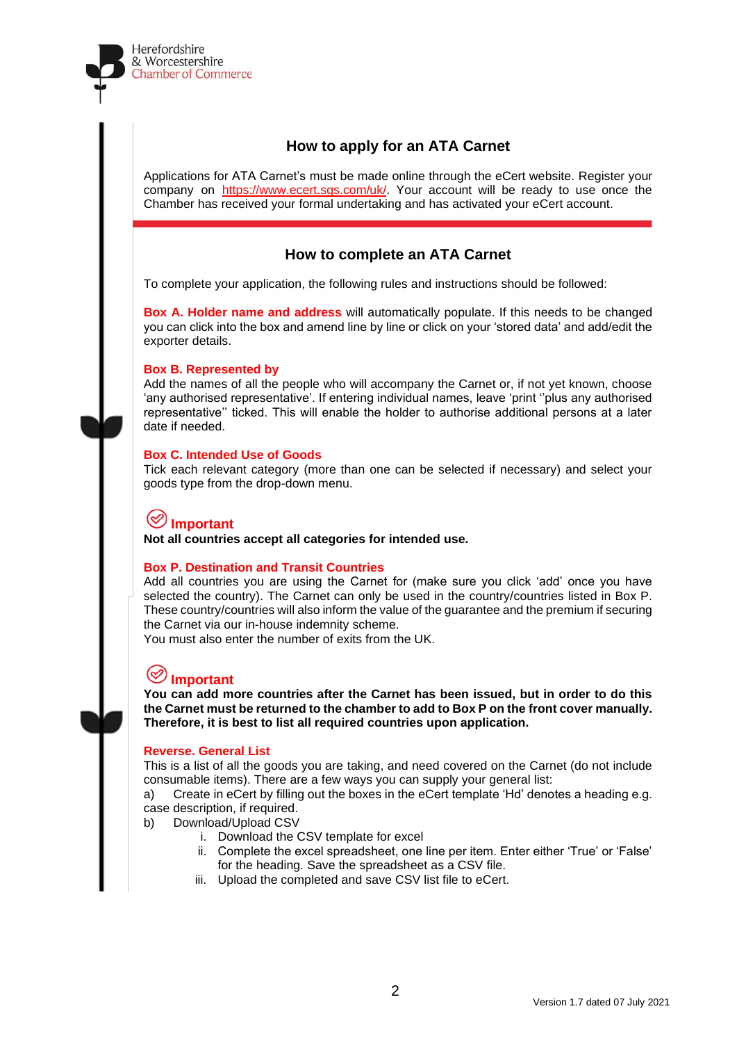## How to apply for an ATA Carnet

Applications for ATA Carnet's must be made online through the eCert website. Register your company on https://www.ecert.sgs.com/uk/. Your account will be ready to use once the Chamber has received your formal undertaking and has activated your eCert account.

## How to complete an ATA Carnet

To complete your application, the following rules and instructions should be followed:

**Box A. Holder name and address** will automatically populate. If this needs to be changed you can click into the box and amend line by line or click on your 'stored data' and add/edit the exporter details.

**Box B. Represented by**
Add the names of all the people who will accompany the Carnet or, if not yet known, choose 'any authorised representative'. If entering individual names, leave 'print ''plus any authorised representative'' ticked. This will enable the holder to authorise additional persons at a later date if needed.

**Box C. Intended Use of Goods**
Tick each relevant category (more than one can be selected if necessary) and select your goods type from the drop-down menu.

**Important**
**Not all countries accept all categories for intended use.**

**Box P. Destination and Transit Countries**
Add all countries you are using the Carnet for (make sure you click 'add' once you have selected the country). The Carnet can only be used in the country/countries listed in Box P. These country/countries will also inform the value of the guarantee and the premium if securing the Carnet via our in-house indemnity scheme.
You must also enter the number of exits from the UK.

**Important**
**You can add more countries after the Carnet has been issued, but in order to do this the Carnet must be returned to the chamber to add to Box P on the front cover manually. Therefore, it is best to list all required countries upon application.**

**Reverse. General List**
This is a list of all the goods you are taking, and need covered on the Carnet (do not include consumable items). There are a few ways you can supply your general list:

a) Create in eCert by filling out the boxes in the eCert template 'Hd' denotes a heading e.g. case description, if required.

b) Download/Upload CSV
   i. Download the CSV template for excel
   ii. Complete the excel spreadsheet, one line per item. Enter either 'True' or 'False' for the heading. Save the spreadsheet as a CSV file.
   iii. Upload the completed and save CSV list file to eCert.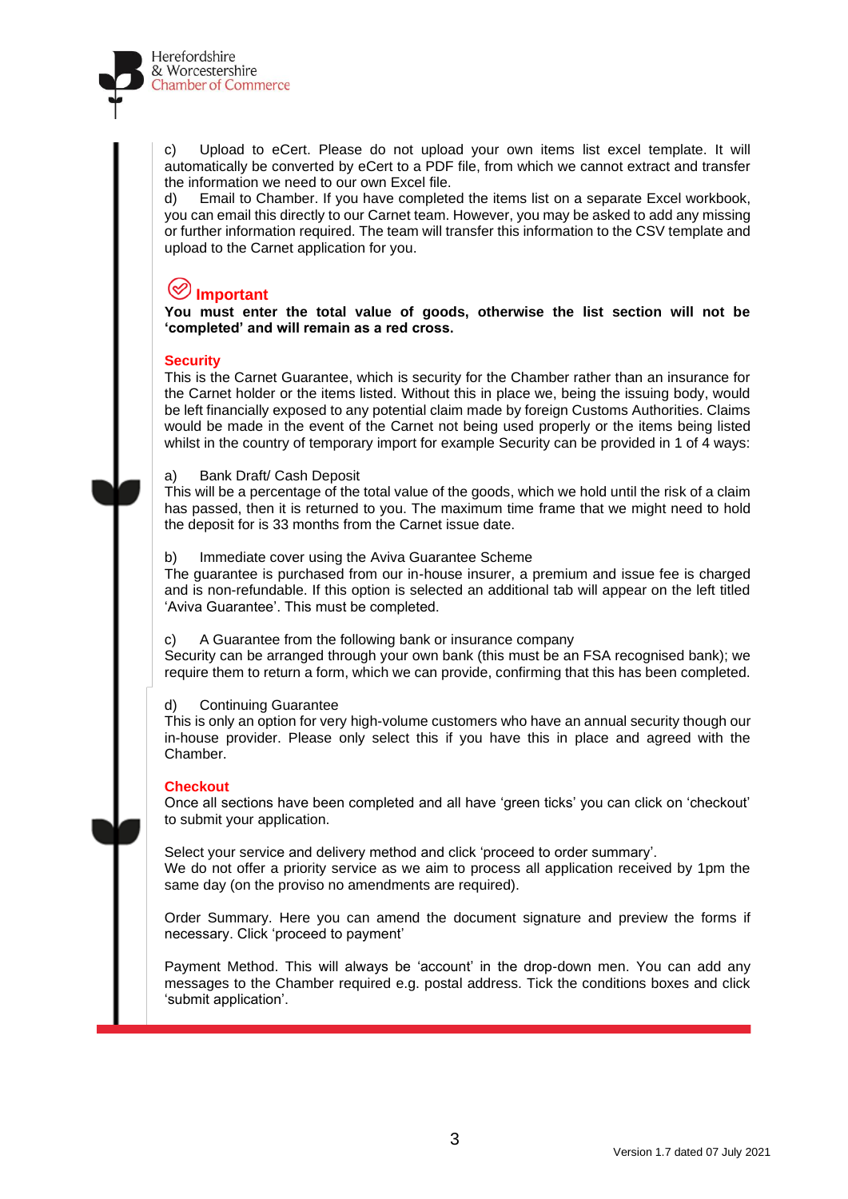c) Upload to eCert. Please do not upload your own items list excel template. It will automatically be converted by eCert to a PDF file, from which we cannot extract and transfer the information we need to our own Excel file.

d) Email to Chamber. If you have completed the items list on a separate Excel workbook, you can email this directly to our Carnet team. However, you may be asked to add any missing or further information required. The team will transfer this information to the CSV template and upload to the Carnet application for you.

## Important

**You must enter the total value of goods, otherwise the list section will not be 'completed' and will remain as a red cross.**

## Security

This is the Carnet Guarantee, which is security for the Chamber rather than an insurance for the Carnet holder or the items listed. Without this in place we, being the issuing body, would be left financially exposed to any potential claim made by foreign Customs Authorities. Claims would be made in the event of the Carnet not being used properly or the items being listed whilst in the country of temporary import for example Security can be provided in 1 of 4 ways:

a) Bank Draft/ Cash Deposit
This will be a percentage of the total value of the goods, which we hold until the risk of a claim has passed, then it is returned to you. The maximum time frame that we might need to hold the deposit for is 33 months from the Carnet issue date.

b) Immediate cover using the Aviva Guarantee Scheme
The guarantee is purchased from our in-house insurer, a premium and issue fee is charged and is non-refundable. If this option is selected an additional tab will appear on the left titled 'Aviva Guarantee'. This must be completed.

c) A Guarantee from the following bank or insurance company
Security can be arranged through your own bank (this must be an FSA recognised bank); we require them to return a form, which we can provide, confirming that this has been completed.

d) Continuing Guarantee
This is only an option for very high-volume customers who have an annual security though our in-house provider. Please only select this if you have this in place and agreed with the Chamber.

## Checkout

Once all sections have been completed and all have 'green ticks' you can click on 'checkout' to submit your application.

Select your service and delivery method and click 'proceed to order summary'.
We do not offer a priority service as we aim to process all application received by 1pm the same day (on the proviso no amendments are required).

Order Summary. Here you can amend the document signature and preview the forms if necessary. Click 'proceed to payment'

Payment Method. This will always be 'account' in the drop-down men. You can add any messages to the Chamber required e.g. postal address. Tick the conditions boxes and click 'submit application'.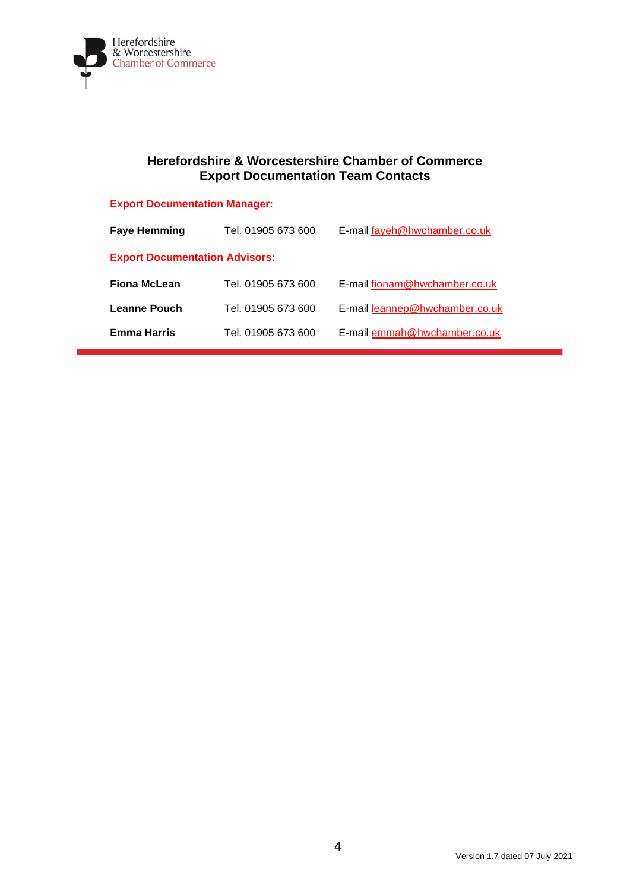Herefordshire & Worcestershire Chamber of Commerce

## Herefordshire & Worcestershire Chamber of Commerce Export Documentation Team Contacts

**Export Documentation Manager:**

| | | |
|---|---|---|
| **Faye Hemming** | Tel. 01905 673 600 | E-mail fayeh@hwchamber.co.uk |

**Export Documentation Advisors:**

| | | |
|---|---|---|
| **Fiona McLean** | Tel. 01905 673 600 | E-mail fionam@hwchamber.co.uk |
| **Leanne Pouch** | Tel. 01905 673 600 | E-mail leannep@hwchamber.co.uk |
| **Emma Harris** | Tel. 01905 673 600 | E-mail emmah@hwchamber.co.uk |

Version 1.7 dated 07 July 2021